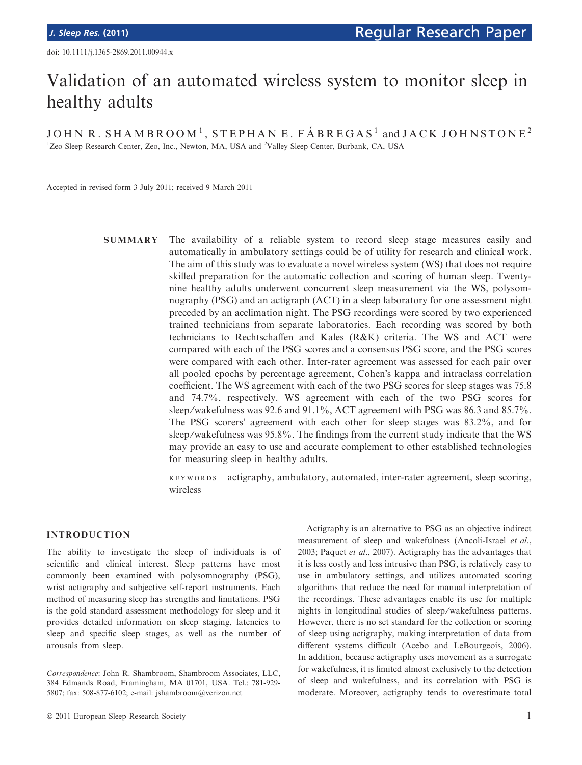doi: 10.1111/j.1365-2869.2011.00944.x

# Validation of an automated wireless system to monitor sleep in healthy adults

JOHN R. SHAMBROOM[1], STEPHAN E. FÁBREGAS[1] and JACK JOHNSTONE[2]

[1]Zeo Sleep Research Center, Zeo, Inc., Newton, MA, USA and [2]Valley Sleep Center, Burbank, CA, USA

Accepted in revised form 3 July 2011; received 9 March 2011

**SUMMARY** The availability of a reliable system to record sleep stage measures easily and automatically in ambulatory settings could be of utility for research and clinical work. The aim of this study was to evaluate a novel wireless system (WS) that does not require skilled preparation for the automatic collection and scoring of human sleep. Twenty-nine healthy adults underwent concurrent sleep measurement via the WS, polysomnography (PSG) and an actigraph (ACT) in a sleep laboratory for one assessment night preceded by an acclimation night. The PSG recordings were scored by two experienced trained technicians from separate laboratories. Each recording was scored by both technicians to Rechtschaffen and Kales (R&K) criteria. The WS and ACT were compared with each of the PSG scores and a consensus PSG score, and the PSG scores were compared with each other. Inter-rater agreement was assessed for each pair over all pooled epochs by percentage agreement, Cohen's kappa and intraclass correlation coefficient. The WS agreement with each of the two PSG scores for sleep stages was 75.8 and 74.7%, respectively. WS agreement with each of the two PSG scores for sleep/wakefulness was 92.6 and 91.1%, ACT agreement with PSG was 86.3 and 85.7%. The PSG scorers' agreement with each other for sleep stages was 83.2%, and for sleep/wakefulness was 95.8%. The findings from the current study indicate that the WS may provide an easy to use and accurate complement to other established technologies for measuring sleep in healthy adults.

KEYWORDS actigraphy, ambulatory, automated, inter-rater agreement, sleep scoring, wireless

## INTRODUCTION

The ability to investigate the sleep of individuals is of scientific and clinical interest. Sleep patterns have most commonly been examined with polysomnography (PSG), wrist actigraphy and subjective self-report instruments. Each method of measuring sleep has strengths and limitations. PSG is the gold standard assessment methodology for sleep and it provides detailed information on sleep staging, latencies to sleep and specific sleep stages, as well as the number of arousals from sleep.

*Correspondence*: John R. Shambroom, Shambroom Associates, LLC, 384 Edmands Road, Framingham, MA 01701, USA. Tel.: 781-929-5807; fax: 508-877-6102; e-mail: jshambroom@verizon.net

Actigraphy is an alternative to PSG as an objective indirect measurement of sleep and wakefulness (Ancoli-Israel *et al*., 2003; Paquet *et al*., 2007). Actigraphy has the advantages that it is less costly and less intrusive than PSG, is relatively easy to use in ambulatory settings, and utilizes automated scoring algorithms that reduce the need for manual interpretation of the recordings. These advantages enable its use for multiple nights in longitudinal studies of sleep/wakefulness patterns. However, there is no set standard for the collection or scoring of sleep using actigraphy, making interpretation of data from different systems difficult (Acebo and LeBourgeois, 2006). In addition, because actigraphy uses movement as a surrogate for wakefulness, it is limited almost exclusively to the detection of sleep and wakefulness, and its correlation with PSG is moderate. Moreover, actigraphy tends to overestimate total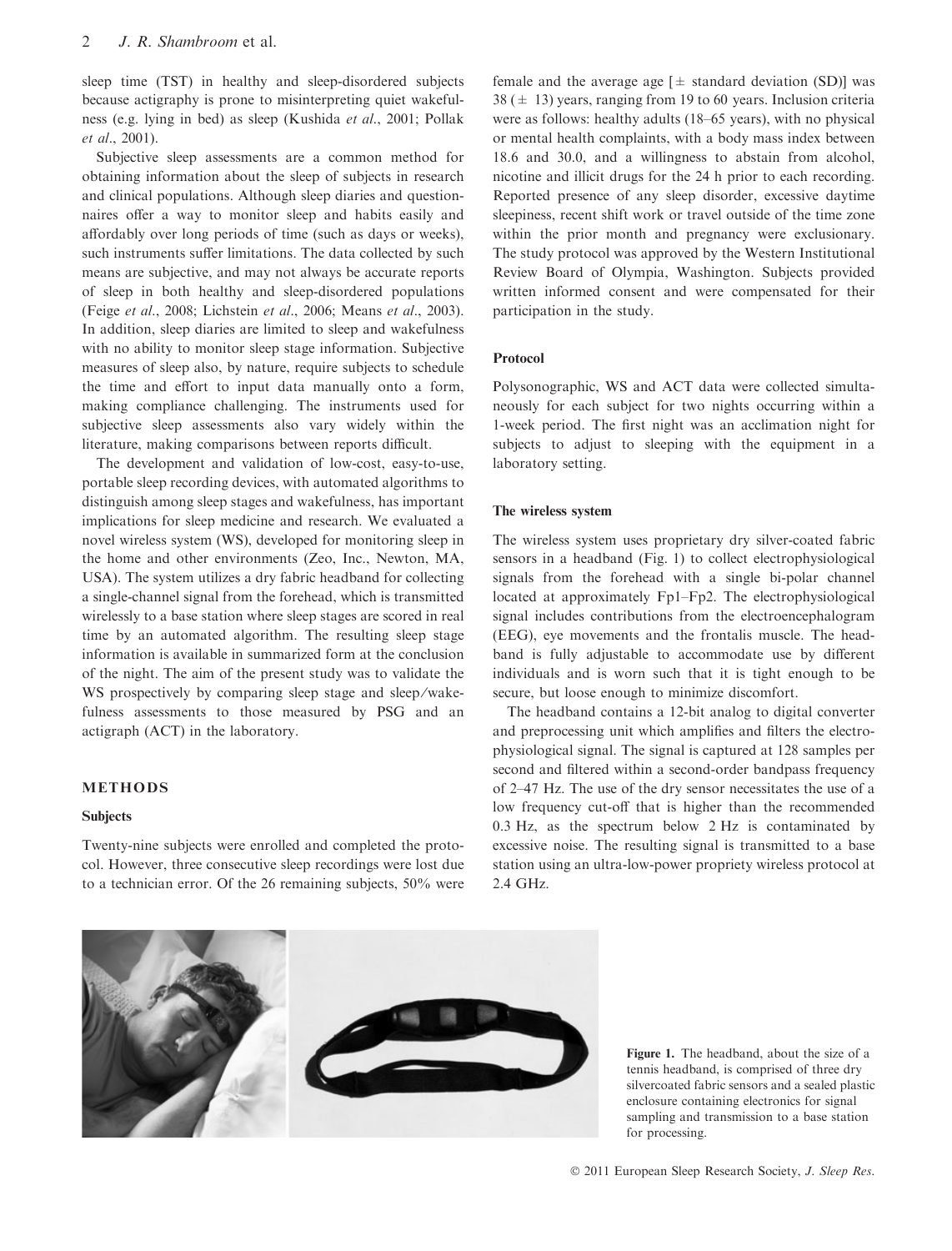sleep time (TST) in healthy and sleep-disordered subjects because actigraphy is prone to misinterpreting quiet wakefulness (e.g. lying in bed) as sleep (Kushida *et al*., 2001; Pollak *et al*., 2001).

Subjective sleep assessments are a common method for obtaining information about the sleep of subjects in research and clinical populations. Although sleep diaries and questionnaires offer a way to monitor sleep and habits easily and affordably over long periods of time (such as days or weeks), such instruments suffer limitations. The data collected by such means are subjective, and may not always be accurate reports of sleep in both healthy and sleep-disordered populations (Feige *et al*., 2008; Lichstein *et al*., 2006; Means *et al*., 2003). In addition, sleep diaries are limited to sleep and wakefulness with no ability to monitor sleep stage information. Subjective measures of sleep also, by nature, require subjects to schedule the time and effort to input data manually onto a form, making compliance challenging. The instruments used for subjective sleep assessments also vary widely within the literature, making comparisons between reports difficult.

The development and validation of low-cost, easy-to-use, portable sleep recording devices, with automated algorithms to distinguish among sleep stages and wakefulness, has important implications for sleep medicine and research. We evaluated a novel wireless system (WS), developed for monitoring sleep in the home and other environments (Zeo, Inc., Newton, MA, USA). The system utilizes a dry fabric headband for collecting a single-channel signal from the forehead, which is transmitted wirelessly to a base station where sleep stages are scored in real time by an automated algorithm. The resulting sleep stage information is available in summarized form at the conclusion of the night. The aim of the present study was to validate the WS prospectively by comparing sleep stage and sleep/wakefulness assessments to those measured by PSG and an actigraph (ACT) in the laboratory.

## METHODS

### Subjects

Twenty-nine subjects were enrolled and completed the protocol. However, three consecutive sleep recordings were lost due to a technician error. Of the 26 remaining subjects, 50% were female and the average age [± standard deviation (SD)] was 38 (± 13) years, ranging from 19 to 60 years. Inclusion criteria were as follows: healthy adults (18–65 years), with no physical or mental health complaints, with a body mass index between 18.6 and 30.0, and a willingness to abstain from alcohol, nicotine and illicit drugs for the 24 h prior to each recording. Reported presence of any sleep disorder, excessive daytime sleepiness, recent shift work or travel outside of the time zone within the prior month and pregnancy were exclusionary. The study protocol was approved by the Western Institutional Review Board of Olympia, Washington. Subjects provided written informed consent and were compensated for their participation in the study.

### Protocol

Polysonographic, WS and ACT data were collected simultaneously for each subject for two nights occurring within a 1-week period. The first night was an acclimation night for subjects to adjust to sleeping with the equipment in a laboratory setting.

### The wireless system

The wireless system uses proprietary dry silver-coated fabric sensors in a headband (Fig. 1) to collect electrophysiological signals from the forehead with a single bi-polar channel located at approximately Fp1–Fp2. The electrophysiological signal includes contributions from the electroencephalogram (EEG), eye movements and the frontalis muscle. The headband is fully adjustable to accommodate use by different individuals and is worn such that it is tight enough to be secure, but loose enough to minimize discomfort.

The headband contains a 12-bit analog to digital converter and preprocessing unit which amplifies and filters the electrophysiological signal. The signal is captured at 128 samples per second and filtered within a second-order bandpass frequency of 2–47 Hz. The use of the dry sensor necessitates the use of a low frequency cut-off that is higher than the recommended 0.3 Hz, as the spectrum below 2 Hz is contaminated by excessive noise. The resulting signal is transmitted to a base station using an ultra-low-power propriety wireless protocol at 2.4 GHz.

**Figure 1.** The headband, about the size of a tennis headband, is comprised of three dry silvercoated fabric sensors and a sealed plastic enclosure containing electronics for signal sampling and transmission to a base station for processing.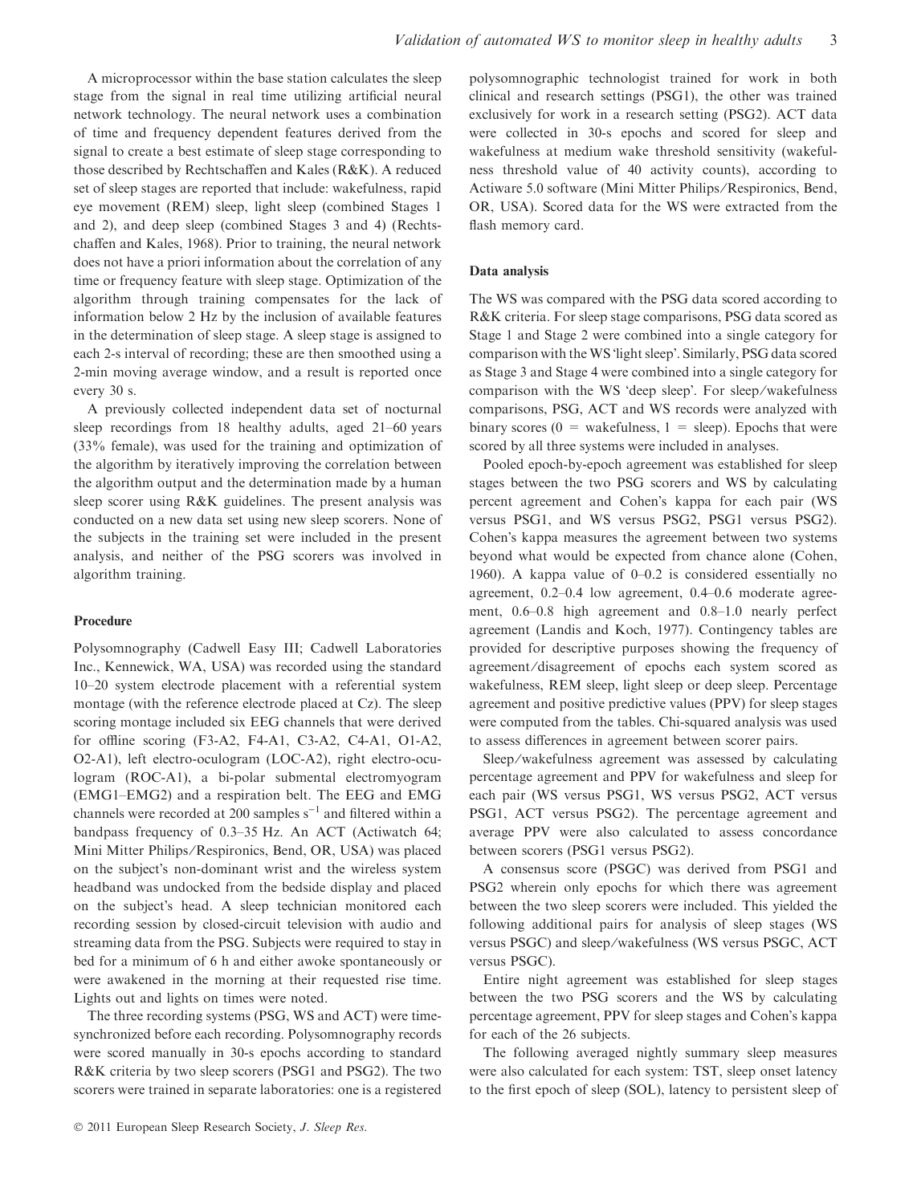A microprocessor within the base station calculates the sleep stage from the signal in real time utilizing artificial neural network technology. The neural network uses a combination of time and frequency dependent features derived from the signal to create a best estimate of sleep stage corresponding to those described by Rechtschaffen and Kales (R&K). A reduced set of sleep stages are reported that include: wakefulness, rapid eye movement (REM) sleep, light sleep (combined Stages 1 and 2), and deep sleep (combined Stages 3 and 4) (Rechtschaffen and Kales, 1968). Prior to training, the neural network does not have a priori information about the correlation of any time or frequency feature with sleep stage. Optimization of the algorithm through training compensates for the lack of information below 2 Hz by the inclusion of available features in the determination of sleep stage. A sleep stage is assigned to each 2-s interval of recording; these are then smoothed using a 2-min moving average window, and a result is reported once every 30 s.

A previously collected independent data set of nocturnal sleep recordings from 18 healthy adults, aged 21–60 years (33% female), was used for the training and optimization of the algorithm by iteratively improving the correlation between the algorithm output and the determination made by a human sleep scorer using R&K guidelines. The present analysis was conducted on a new data set using new sleep scorers. None of the subjects in the training set were included in the present analysis, and neither of the PSG scorers was involved in algorithm training.

### Procedure

Polysomnography (Cadwell Easy III; Cadwell Laboratories Inc., Kennewick, WA, USA) was recorded using the standard 10–20 system electrode placement with a referential system montage (with the reference electrode placed at Cz). The sleep scoring montage included six EEG channels that were derived for offline scoring (F3-A2, F4-A1, C3-A2, C4-A1, O1-A2, O2-A1), left electro-oculogram (LOC-A2), right electro-oculogram (ROC-A1), a bi-polar submental electromyogram (EMG1–EMG2) and a respiration belt. The EEG and EMG channels were recorded at 200 samples $s^{-1}$ and filtered within a bandpass frequency of 0.3–35 Hz. An ACT (Actiwatch 64; Mini Mitter Philips/Respironics, Bend, OR, USA) was placed on the subject's non-dominant wrist and the wireless system headband was undocked from the bedside display and placed on the subject's head. A sleep technician monitored each recording session by closed-circuit television with audio and streaming data from the PSG. Subjects were required to stay in bed for a minimum of 6 h and either awoke spontaneously or were awakened in the morning at their requested rise time. Lights out and lights on times were noted.

The three recording systems (PSG, WS and ACT) were time-synchronized before each recording. Polysomnography records were scored manually in 30-s epochs according to standard R&K criteria by two sleep scorers (PSG1 and PSG2). The two scorers were trained in separate laboratories: one is a registered polysomnographic technologist trained for work in both clinical and research settings (PSG1), the other was trained exclusively for work in a research setting (PSG2). ACT data were collected in 30-s epochs and scored for sleep and wakefulness at medium wake threshold sensitivity (wakefulness threshold value of 40 activity counts), according to Actiware 5.0 software (Mini Mitter Philips/Respironics, Bend, OR, USA). Scored data for the WS were extracted from the flash memory card.

### Data analysis

The WS was compared with the PSG data scored according to R&K criteria. For sleep stage comparisons, PSG data scored as Stage 1 and Stage 2 were combined into a single category for comparison with the WS 'light sleep'. Similarly, PSG data scored as Stage 3 and Stage 4 were combined into a single category for comparison with the WS 'deep sleep'. For sleep/wakefulness comparisons, PSG, ACT and WS records were analyzed with binary scores (0 = wakefulness, 1 = sleep). Epochs that were scored by all three systems were included in analyses.

Pooled epoch-by-epoch agreement was established for sleep stages between the two PSG scorers and WS by calculating percent agreement and Cohen's kappa for each pair (WS versus PSG1, and WS versus PSG2, PSG1 versus PSG2). Cohen's kappa measures the agreement between two systems beyond what would be expected from chance alone (Cohen, 1960). A kappa value of 0–0.2 is considered essentially no agreement, 0.2–0.4 low agreement, 0.4–0.6 moderate agreement, 0.6–0.8 high agreement and 0.8–1.0 nearly perfect agreement (Landis and Koch, 1977). Contingency tables are provided for descriptive purposes showing the frequency of agreement/disagreement of epochs each system scored as wakefulness, REM sleep, light sleep or deep sleep. Percentage agreement and positive predictive values (PPV) for sleep stages were computed from the tables. Chi-squared analysis was used to assess differences in agreement between scorer pairs.

Sleep/wakefulness agreement was assessed by calculating percentage agreement and PPV for wakefulness and sleep for each pair (WS versus PSG1, WS versus PSG2, ACT versus PSG1, ACT versus PSG2). The percentage agreement and average PPV were also calculated to assess concordance between scorers (PSG1 versus PSG2).

A consensus score (PSGC) was derived from PSG1 and PSG2 wherein only epochs for which there was agreement between the two sleep scorers were included. This yielded the following additional pairs for analysis of sleep stages (WS versus PSGC) and sleep/wakefulness (WS versus PSGC, ACT versus PSGC).

Entire night agreement was established for sleep stages between the two PSG scorers and the WS by calculating percentage agreement, PPV for sleep stages and Cohen's kappa for each of the 26 subjects.

The following averaged nightly summary sleep measures were also calculated for each system: TST, sleep onset latency to the first epoch of sleep (SOL), latency to persistent sleep of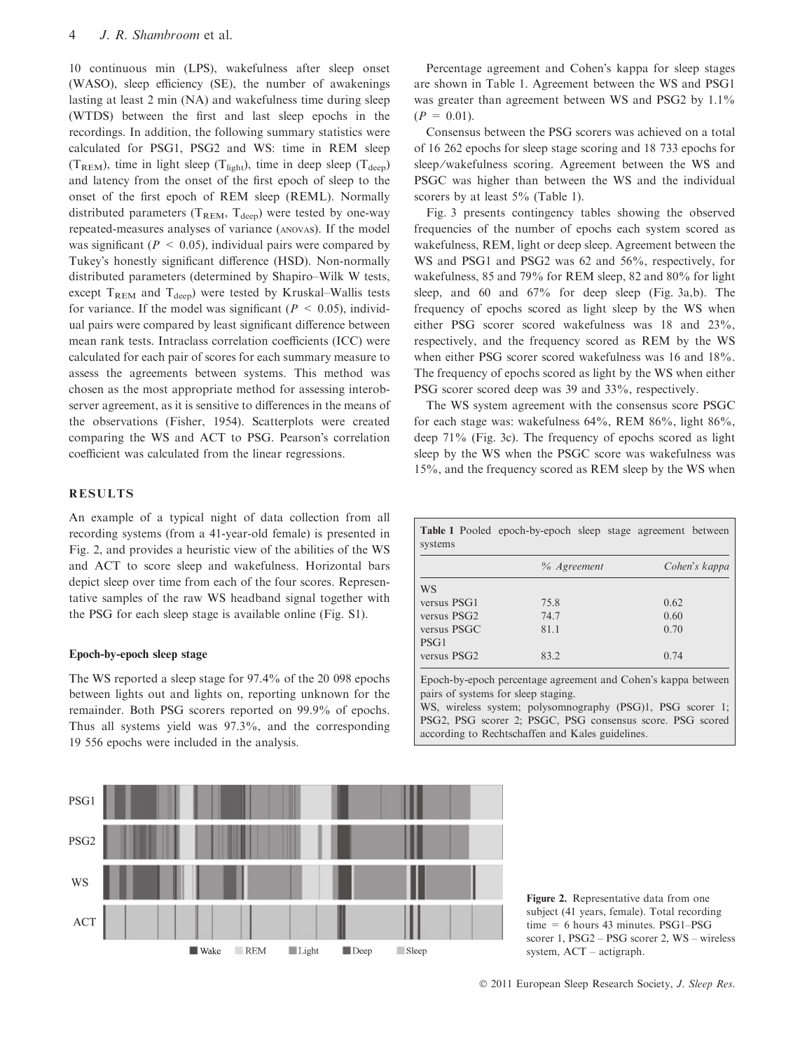10 continuous min (LPS), wakefulness after sleep onset (WASO), sleep efficiency (SE), the number of awakenings lasting at least 2 min (NA) and wakefulness time during sleep (WTDS) between the first and last sleep epochs in the recordings. In addition, the following summary statistics were calculated for PSG1, PSG2 and WS: time in REM sleep ($T_{REM}$), time in light sleep ($T_{light}$), time in deep sleep ($T_{deep}$) and latency from the onset of the first epoch of sleep to the onset of the first epoch of REM sleep (REML). Normally distributed parameters ($T_{REM}$, $T_{deep}$) were tested by one-way repeated-measures analyses of variance (ANOVAs). If the model was significant ($P < 0.05$), individual pairs were compared by Tukey's honestly significant difference (HSD). Non-normally distributed parameters (determined by Shapiro–Wilk W tests, except $T_{REM}$ and $T_{deep}$) were tested by Kruskal–Wallis tests for variance. If the model was significant ($P < 0.05$), individual pairs were compared by least significant difference between mean rank tests. Intraclass correlation coefficients (ICC) were calculated for each pair of scores for each summary measure to assess the agreements between systems. This method was chosen as the most appropriate method for assessing interobserver agreement, as it is sensitive to differences in the means of the observations (Fisher, 1954). Scatterplots were created comparing the WS and ACT to PSG. Pearson's correlation coefficient was calculated from the linear regressions.

## RESULTS

An example of a typical night of data collection from all recording systems (from a 41-year-old female) is presented in Fig. 2, and provides a heuristic view of the abilities of the WS and ACT to score sleep and wakefulness. Horizontal bars depict sleep over time from each of the four scores. Representative samples of the raw WS headband signal together with the PSG for each sleep stage is available online (Fig. S1).

### Epoch-by-epoch sleep stage

The WS reported a sleep stage for 97.4% of the 20 098 epochs between lights out and lights on, reporting unknown for the remainder. Both PSG scorers reported on 99.9% of epochs. Thus all systems yield was 97.3%, and the corresponding 19 556 epochs were included in the analysis.

Percentage agreement and Cohen's kappa for sleep stages are shown in Table 1. Agreement between the WS and PSG1 was greater than agreement between WS and PSG2 by 1.1% ($P = 0.01$).

Consensus between the PSG scorers was achieved on a total of 16 262 epochs for sleep stage scoring and 18 733 epochs for sleep/wakefulness scoring. Agreement between the WS and PSGC was higher than between the WS and the individual scorers by at least 5% (Table 1).

Fig. 3 presents contingency tables showing the observed frequencies of the number of epochs each system scored as wakefulness, REM, light or deep sleep. Agreement between the WS and PSG1 and PSG2 was 62 and 56%, respectively, for wakefulness, 85 and 79% for REM sleep, 82 and 80% for light sleep, and 60 and 67% for deep sleep (Fig. 3a,b). The frequency of epochs scored as light sleep by the WS when either PSG scorer scored wakefulness was 18 and 23%, respectively, and the frequency scored as REM by the WS when either PSG scorer scored wakefulness was 16 and 18%. The frequency of epochs scored as light by the WS when either PSG scorer scored deep was 39 and 33%, respectively.

The WS system agreement with the consensus score PSGC for each stage was: wakefulness 64%, REM 86%, light 86%, deep 71% (Fig. 3c). The frequency of epochs scored as light sleep by the WS when the PSGC score was wakefulness was 15%, and the frequency scored as REM sleep by the WS when

**Table 1** Pooled epoch-by-epoch sleep stage agreement between systems

| | *% Agreement* | *Cohen's kappa* |
|---|---|---|
| WS | | |
| versus PSG1 | 75.8 | 0.62 |
| versus PSG2 | 74.7 | 0.60 |
| versus PSGC | 81.1 | 0.70 |
| PSG1 | | |
| versus PSG2 | 83.2 | 0.74 |

Epoch-by-epoch percentage agreement and Cohen's kappa between pairs of systems for sleep staging.
WS, wireless system; polysomnography (PSG)1, PSG scorer 1; PSG2, PSG scorer 2; PSGC, PSG consensus score. PSG scored according to Rechtschaffen and Kales guidelines.

**Figure 2.** Representative data from one subject (41 years, female). Total recording time = 6 hours 43 minutes. PSG1–PSG scorer 1, PSG2 – PSG scorer 2, WS – wireless system, ACT – actigraph.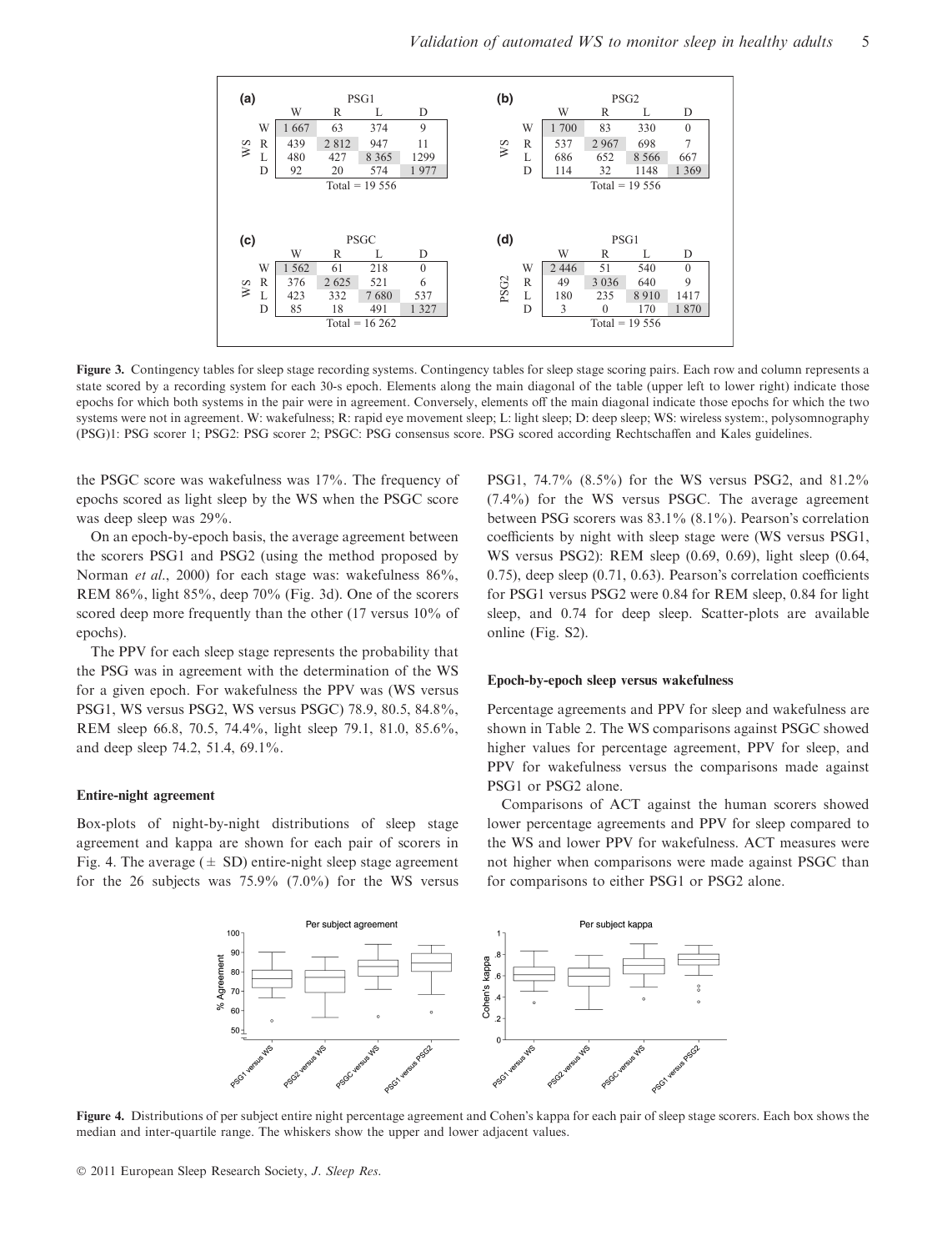**(a)**

| | | PSG1 | | | |
|---|---|---|---|---|---|
| | | W | R | L | D |
| WS | W | 1 667 | 63 | 374 | 9 |
| | R | 439 | 2 812 | 947 | 11 |
| | L | 480 | 427 | 8 365 | 1299 |
| | D | 92 | 20 | 574 | 1 977 |

Total = 19 556

**(b)**

| | | PSG2 | | | |
|---|---|---|---|---|---|
| | | W | R | L | D |
| WS | W | 1 700 | 83 | 330 | 0 |
| | R | 537 | 2 967 | 698 | 7 |
| | L | 686 | 652 | 8 566 | 667 |
| | D | 114 | 32 | 1148 | 1 369 |

Total = 19 556

**(c)**

| | | PSGC | | | |
|---|---|---|---|---|---|
| | | W | R | L | D |
| WS | W | 1 562 | 61 | 218 | 0 |
| | R | 376 | 2 625 | 521 | 6 |
| | L | 423 | 332 | 7 680 | 537 |
| | D | 85 | 18 | 491 | 1 327 |

Total = 16 262

**(d)**

| | | PSG1 | | | |
|---|---|---|---|---|---|
| | | W | R | L | D |
| PSG2 | W | 2 446 | 51 | 540 | 0 |
| | R | 49 | 3 036 | 640 | 9 |
| | L | 180 | 235 | 8 910 | 1417 |
| | D | 3 | 0 | 170 | 1 870 |

Total = 19 556

**Figure 3.** Contingency tables for sleep stage recording systems. Contingency tables for sleep stage scoring pairs. Each row and column represents a state scored by a recording system for each 30-s epoch. Elements along the main diagonal of the table (upper left to lower right) indicate those epochs for which both systems in the pair were in agreement. Conversely, elements off the main diagonal indicate those epochs for which the two systems were not in agreement. W: wakefulness; R: rapid eye movement sleep; L: light sleep; D: deep sleep; WS: wireless system:, polysomnography (PSG)1: PSG scorer 1; PSG2: PSG scorer 2; PSGC: PSG consensus score. PSG scored according Rechtschaffen and Kales guidelines.

the PSGC score was wakefulness was 17%. The frequency of epochs scored as light sleep by the WS when the PSGC score was deep sleep was 29%.

On an epoch-by-epoch basis, the average agreement between the scorers PSG1 and PSG2 (using the method proposed by Norman *et al*., 2000) for each stage was: wakefulness 86%, REM 86%, light 85%, deep 70% (Fig. 3d). One of the scorers scored deep more frequently than the other (17 versus 10% of epochs).

The PPV for each sleep stage represents the probability that the PSG was in agreement with the determination of the WS for a given epoch. For wakefulness the PPV was (WS versus PSG1, WS versus PSG2, WS versus PSGC) 78.9, 80.5, 84.8%, REM sleep 66.8, 70.5, 74.4%, light sleep 79.1, 81.0, 85.6%, and deep sleep 74.2, 51.4, 69.1%.

#### Entire-night agreement

Box-plots of night-by-night distributions of sleep stage agreement and kappa are shown for each pair of scorers in Fig. 4. The average (± SD) entire-night sleep stage agreement for the 26 subjects was 75.9% (7.0%) for the WS versus PSG1, 74.7% (8.5%) for the WS versus PSG2, and 81.2% (7.4%) for the WS versus PSGC. The average agreement between PSG scorers was 83.1% (8.1%). Pearson's correlation coefficients by night with sleep stage were (WS versus PSG1, WS versus PSG2): REM sleep (0.69, 0.69), light sleep (0.64, 0.75), deep sleep (0.71, 0.63). Pearson's correlation coefficients for PSG1 versus PSG2 were 0.84 for REM sleep, 0.84 for light sleep, and 0.74 for deep sleep. Scatter-plots are available online (Fig. S2).

#### Epoch-by-epoch sleep versus wakefulness

Percentage agreements and PPV for sleep and wakefulness are shown in Table 2. The WS comparisons against PSGC showed higher values for percentage agreement, PPV for sleep, and PPV for wakefulness versus the comparisons made against PSG1 or PSG2 alone.

Comparisons of ACT against the human scorers showed lower percentage agreements and PPV for sleep compared to the WS and lower PPV for wakefulness. ACT measures were not higher when comparisons were made against PSGC than for comparisons to either PSG1 or PSG2 alone.

**Figure 4.** Distributions of per subject entire night percentage agreement and Cohen's kappa for each pair of sleep stage scorers. Each box shows the median and inter-quartile range. The whiskers show the upper and lower adjacent values.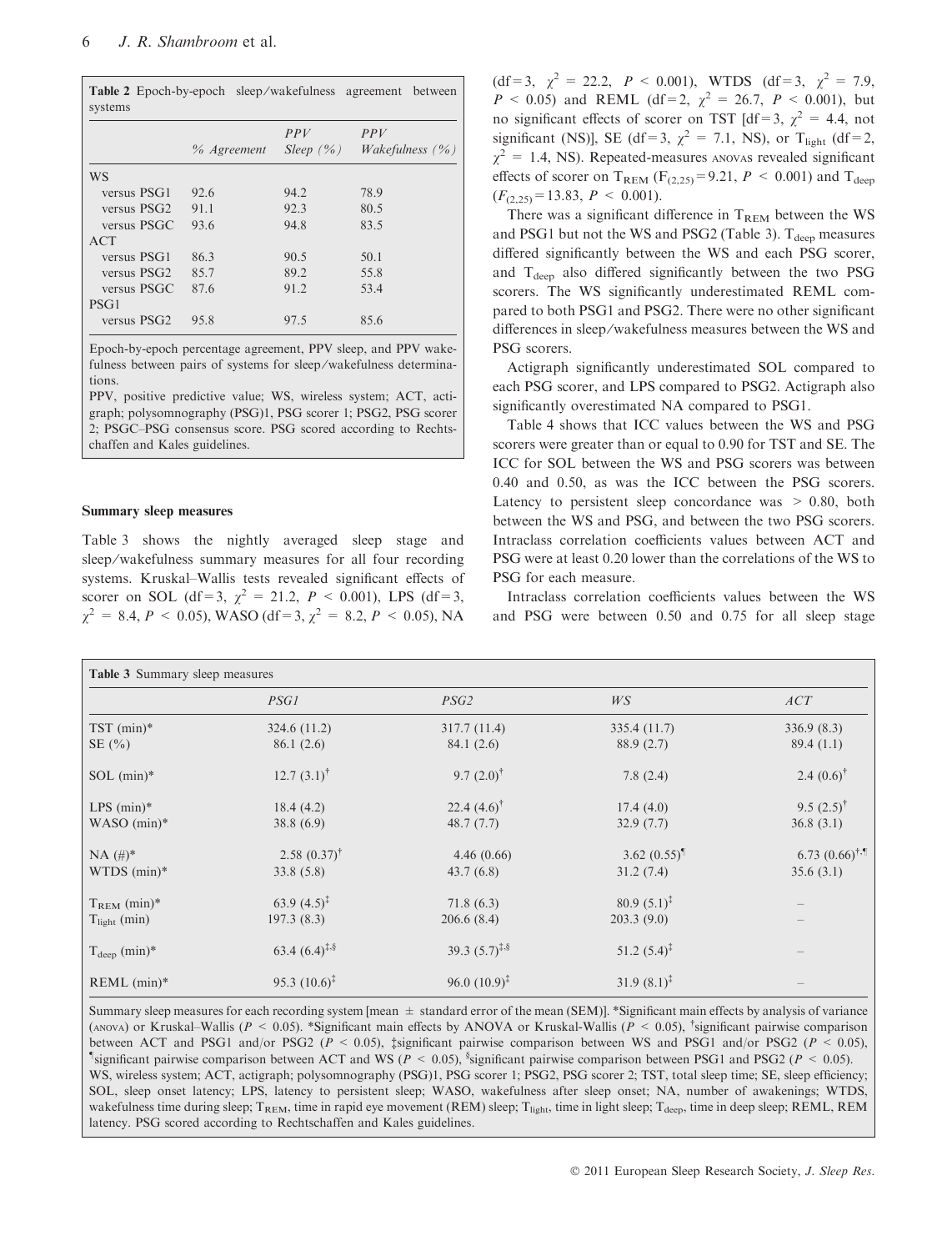**Table 2** Epoch-by-epoch sleep/wakefulness agreement between systems

| | % Agreement | PPV Sleep (%) | PPV Wakefulness (%) |
|---|---|---|---|
| WS | | | |
| versus PSG1 | 92.6 | 94.2 | 78.9 |
| versus PSG2 | 91.1 | 92.3 | 80.5 |
| versus PSGC | 93.6 | 94.8 | 83.5 |
| ACT | | | |
| versus PSG1 | 86.3 | 90.5 | 50.1 |
| versus PSG2 | 85.7 | 89.2 | 55.8 |
| versus PSGC | 87.6 | 91.2 | 53.4 |
| PSG1 | | | |
| versus PSG2 | 95.8 | 97.5 | 85.6 |

Epoch-by-epoch percentage agreement, PPV sleep, and PPV wakefulness between pairs of systems for sleep/wakefulness determinations.
PPV, positive predictive value; WS, wireless system; ACT, actigraph; polysomnography (PSG)1, PSG scorer 1; PSG2, PSG scorer 2; PSGC–PSG consensus score. PSG scored according to Rechtschaffen and Kales guidelines.

### Summary sleep measures

Table 3 shows the nightly averaged sleep stage and sleep/wakefulness summary measures for all four recording systems. Kruskal–Wallis tests revealed significant effects of scorer on SOL (df = 3, $\chi^2$ = 21.2, $P < 0.001$), LPS (df = 3, $\chi^2$ = 8.4, $P < 0.05$), WASO (df = 3, $\chi^2$ = 8.2, $P < 0.05$), NA (df = 3, $\chi^2$ = 22.2, $P < 0.001$), WTDS (df = 3, $\chi^2$ = 7.9, $P < 0.05$) and REML (df = 2, $\chi^2$ = 26.7, $P < 0.001$), but no significant effects of scorer on TST [df = 3, $\chi^2$ = 4.4, not significant (NS)], SE (df = 3, $\chi^2$ = 7.1, NS), or $T_{light}$ (df = 2, $\chi^2$ = 1.4, NS). Repeated-measures ANOVAs revealed significant effects of scorer on $T_{REM}$ ($F_{(2,25)}$ = 9.21, $P < 0.001$) and $T_{deep}$ ($F_{(2,25)}$ = 13.83, $P < 0.001$).

There was a significant difference in $T_{REM}$ between the WS and PSG1 but not the WS and PSG2 (Table 3). $T_{deep}$ measures differed significantly between the WS and each PSG scorer, and $T_{deep}$ also differed significantly between the two PSG scorers. The WS significantly underestimated REML compared to both PSG1 and PSG2. There were no other significant differences in sleep/wakefulness measures between the WS and PSG scorers.

Actigraph significantly underestimated SOL compared to each PSG scorer, and LPS compared to PSG2. Actigraph also significantly overestimated NA compared to PSG1.

Table 4 shows that ICC values between the WS and PSG scorers were greater than or equal to 0.90 for TST and SE. The ICC for SOL between the WS and PSG scorers was between 0.40 and 0.50, as was the ICC between the PSG scorers. Latency to persistent sleep concordance was > 0.80, both between the WS and PSG, and between the two PSG scorers. Intraclass correlation coefficients values between ACT and PSG were at least 0.20 lower than the correlations of the WS to PSG for each measure.

Intraclass correlation coefficients values between the WS and PSG were between 0.50 and 0.75 for all sleep stage

**Table 3** Summary sleep measures

| | PSG1 | PSG2 | WS | ACT |
|---|---|---|---|---|
| TST (min)* | 324.6 (11.2) | 317.7 (11.4) | 335.4 (11.7) | 336.9 (8.3) |
| SE (%) | 86.1 (2.6) | 84.1 (2.6) | 88.9 (2.7) | 89.4 (1.1) |
| SOL (min)* | 12.7 (3.1)† | 9.7 (2.0)† | 7.8 (2.4) | 2.4 (0.6)† |
| LPS (min)* | 18.4 (4.2) | 22.4 (4.6)† | 17.4 (4.0) | 9.5 (2.5)† |
| WASO (min)* | 38.8 (6.9) | 48.7 (7.7) | 32.9 (7.7) | 36.8 (3.1) |
| NA (#)* | 2.58 (0.37)† | 4.46 (0.66) | 3.62 (0.55)¶ | 6.73 (0.66)†,¶ |
| WTDS (min)* | 33.8 (5.8) | 43.7 (6.8) | 31.2 (7.4) | 35.6 (3.1) |
| $T_{REM}$ (min)* | 63.9 (4.5)‡ | 71.8 (6.3) | 80.9 (5.1)‡ | – |
| $T_{light}$ (min) | 197.3 (8.3) | 206.6 (8.4) | 203.3 (9.0) | – |
| $T_{deep}$ (min)* | 63.4 (6.4)‡,§ | 39.3 (5.7)‡,§ | 51.2 (5.4)‡ | – |
| REML (min)* | 95.3 (10.6)‡ | 96.0 (10.9)‡ | 31.9 (8.1)‡ | – |

Summary sleep measures for each recording system [mean ± standard error of the mean (SEM)]. *Significant main effects by analysis of variance (ANOVA) or Kruskal–Wallis ($P < 0.05$). *Significant main effects by ANOVA or Kruskal-Wallis ($P < 0.05$), †significant pairwise comparison between ACT and PSG1 and/or PSG2 ($P < 0.05$), ‡significant pairwise comparison between WS and PSG1 and/or PSG2 ($P < 0.05$), ¶significant pairwise comparison between ACT and WS ($P < 0.05$), §significant pairwise comparison between PSG1 and PSG2 ($P < 0.05$).
WS, wireless system; ACT, actigraph; polysomnography (PSG)1, PSG scorer 1; PSG2, PSG scorer 2; TST, total sleep time; SE, sleep efficiency; SOL, sleep onset latency; LPS, latency to persistent sleep; WASO, wakefulness after sleep onset; NA, number of awakenings; WTDS, wakefulness time during sleep; $T_{REM}$, time in rapid eye movement (REM) sleep; $T_{light}$, time in light sleep; $T_{deep}$, time in deep sleep; REML, REM latency. PSG scored according to Rechtschaffen and Kales guidelines.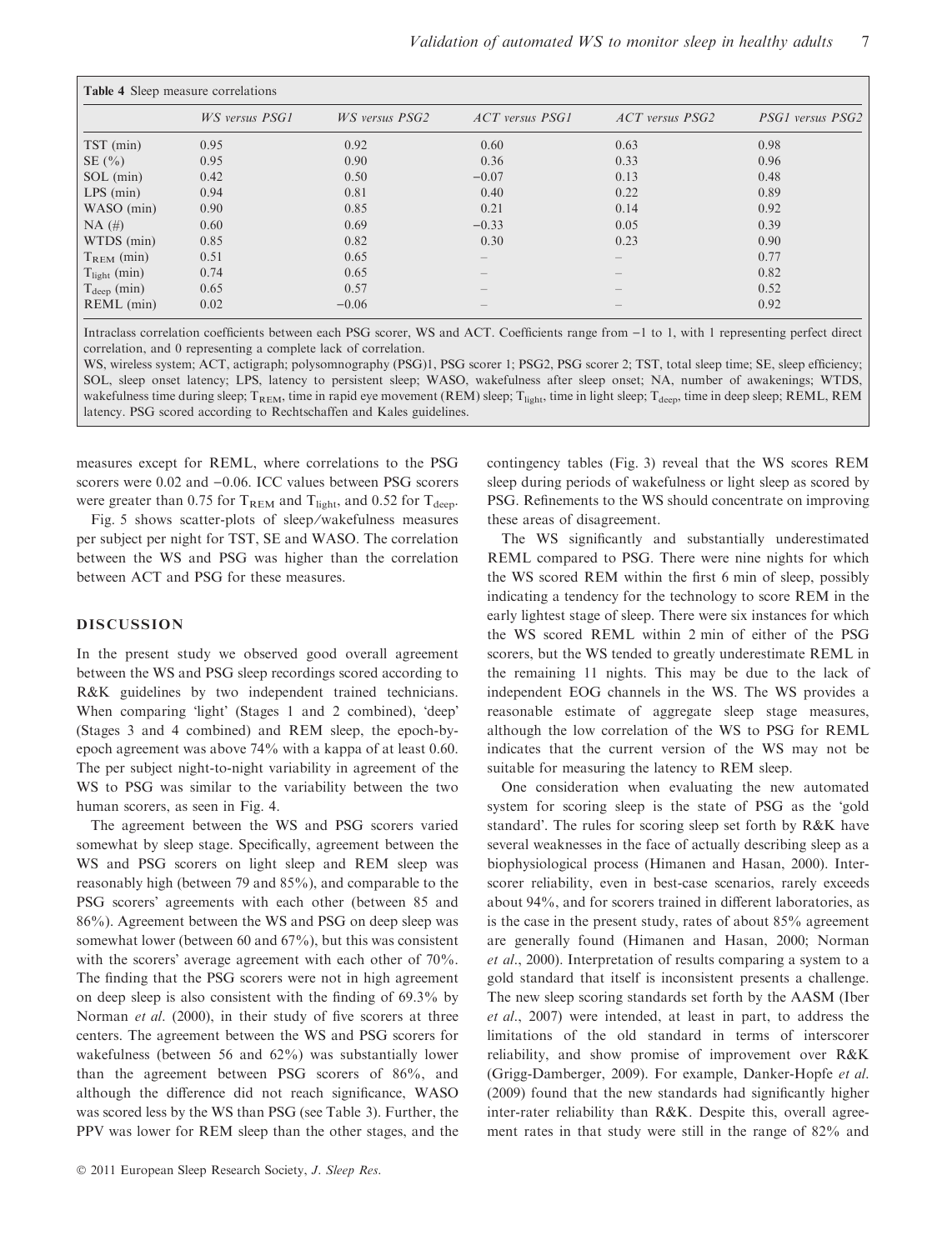**Table 4** Sleep measure correlations

| | *WS versus PSG1* | *WS versus PSG2* | *ACT versus PSG1* | *ACT versus PSG2* | *PSG1 versus PSG2* |
|---|---|---|---|---|---|
| TST (min) | 0.95 | 0.92 | 0.60 | 0.63 | 0.98 |
| SE (%) | 0.95 | 0.90 | 0.36 | 0.33 | 0.96 |
| SOL (min) | 0.42 | 0.50 | −0.07 | 0.13 | 0.48 |
| LPS (min) | 0.94 | 0.81 | 0.40 | 0.22 | 0.89 |
| WASO (min) | 0.90 | 0.85 | 0.21 | 0.14 | 0.92 |
| NA (#) | 0.60 | 0.69 | −0.33 | 0.05 | 0.39 |
| WTDS (min) | 0.85 | 0.82 | 0.30 | 0.23 | 0.90 |
| $T_{REM}$ (min) | 0.51 | 0.65 | – | – | 0.77 |
| $T_{light}$ (min) | 0.74 | 0.65 | – | – | 0.82 |
| $T_{deep}$ (min) | 0.65 | 0.57 | – | – | 0.52 |
| REML (min) | 0.02 | −0.06 | – | – | 0.92 |

Intraclass correlation coefficients between each PSG scorer, WS and ACT. Coefficients range from −1 to 1, with 1 representing perfect direct correlation, and 0 representing a complete lack of correlation.

WS, wireless system; ACT, actigraph; polysomnography (PSG)1, PSG scorer 1; PSG2, PSG scorer 2; TST, total sleep time; SE, sleep efficiency; SOL, sleep onset latency; LPS, latency to persistent sleep; WASO, wakefulness after sleep onset; NA, number of awakenings; WTDS, wakefulness time during sleep; $T_{REM}$, time in rapid eye movement (REM) sleep; $T_{light}$, time in light sleep; $T_{deep}$, time in deep sleep; REML, REM latency. PSG scored according to Rechtschaffen and Kales guidelines.

measures except for REML, where correlations to the PSG scorers were 0.02 and −0.06. ICC values between PSG scorers were greater than 0.75 for $T_{REM}$ and $T_{light}$, and 0.52 for $T_{deep}$.

Fig. 5 shows scatter-plots of sleep/wakefulness measures per subject per night for TST, SE and WASO. The correlation between the WS and PSG was higher than the correlation between ACT and PSG for these measures.

## DISCUSSION

In the present study we observed good overall agreement between the WS and PSG sleep recordings scored according to R&K guidelines by two independent trained technicians. When comparing 'light' (Stages 1 and 2 combined), 'deep' (Stages 3 and 4 combined) and REM sleep, the epoch-by-epoch agreement was above 74% with a kappa of at least 0.60. The per subject night-to-night variability in agreement of the WS to PSG was similar to the variability between the two human scorers, as seen in Fig. 4.

The agreement between the WS and PSG scorers varied somewhat by sleep stage. Specifically, agreement between the WS and PSG scorers on light sleep and REM sleep was reasonably high (between 79 and 85%), and comparable to the PSG scorers' agreements with each other (between 85 and 86%). Agreement between the WS and PSG on deep sleep was somewhat lower (between 60 and 67%), but this was consistent with the scorers' average agreement with each other of 70%. The finding that the PSG scorers were not in high agreement on deep sleep is also consistent with the finding of 69.3% by Norman *et al*. (2000), in their study of five scorers at three centers. The agreement between the WS and PSG scorers for wakefulness (between 56 and 62%) was substantially lower than the agreement between PSG scorers of 86%, and although the difference did not reach significance, WASO was scored less by the WS than PSG (see Table 3). Further, the PPV was lower for REM sleep than the other stages, and the contingency tables (Fig. 3) reveal that the WS scores REM sleep during periods of wakefulness or light sleep as scored by PSG. Refinements to the WS should concentrate on improving these areas of disagreement.

The WS significantly and substantially underestimated REML compared to PSG. There were nine nights for which the WS scored REM within the first 6 min of sleep, possibly indicating a tendency for the technology to score REM in the early lightest stage of sleep. There were six instances for which the WS scored REML within 2 min of either of the PSG scorers, but the WS tended to greatly underestimate REML in the remaining 11 nights. This may be due to the lack of independent EOG channels in the WS. The WS provides a reasonable estimate of aggregate sleep stage measures, although the low correlation of the WS to PSG for REML indicates that the current version of the WS may not be suitable for measuring the latency to REM sleep.

One consideration when evaluating the new automated system for scoring sleep is the state of PSG as the 'gold standard'. The rules for scoring sleep set forth by R&K have several weaknesses in the face of actually describing sleep as a biophysiological process (Himanen and Hasan, 2000). Interscorer reliability, even in best-case scenarios, rarely exceeds about 94%, and for scorers trained in different laboratories, as is the case in the present study, rates of about 85% agreement are generally found (Himanen and Hasan, 2000; Norman *et al*., 2000). Interpretation of results comparing a system to a gold standard that itself is inconsistent presents a challenge. The new sleep scoring standards set forth by the AASM (Iber *et al*., 2007) were intended, at least in part, to address the limitations of the old standard in terms of interscorer reliability, and show promise of improvement over R&K (Grigg-Damberger, 2009). For example, Danker-Hopfe *et al*. (2009) found that the new standards had significantly higher inter-rater reliability than R&K. Despite this, overall agreement rates in that study were still in the range of 82% and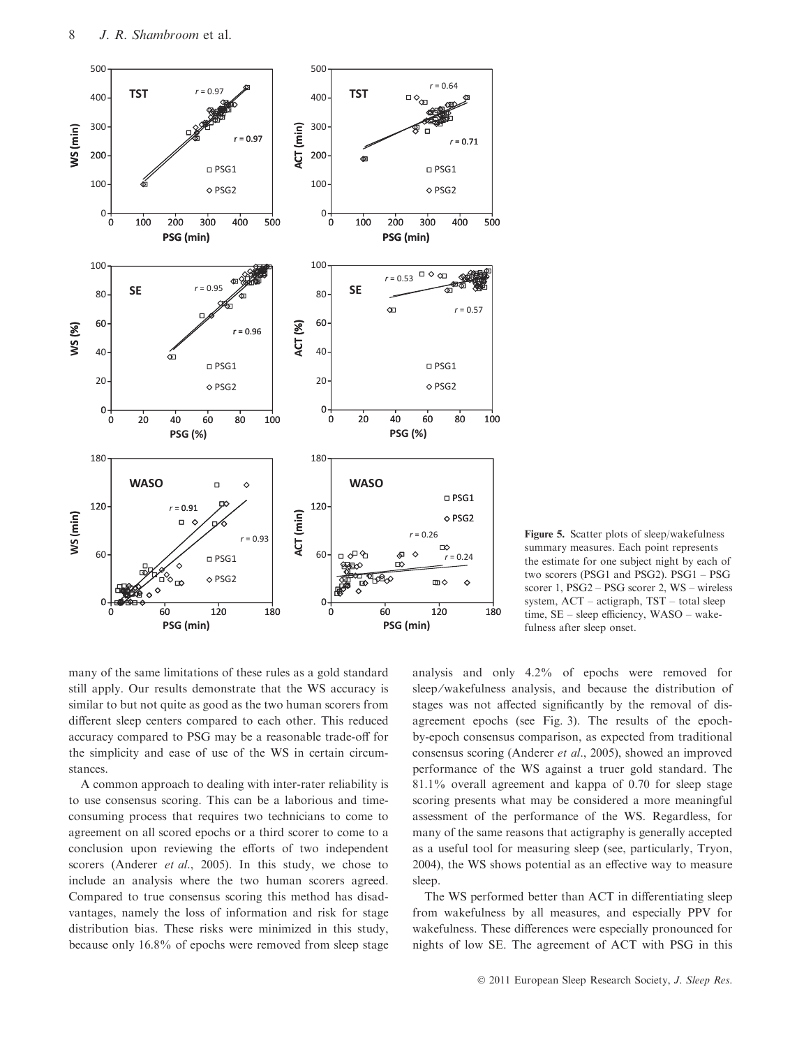Figure 5. Scatter plots of sleep/wakefulness summary measures. Each point represents the estimate for one subject night by each of two scorers (PSG1 and PSG2). PSG1 – PSG scorer 1, PSG2 – PSG scorer 2, WS – wireless system, ACT – actigraph, TST – total sleep time, SE – sleep efficiency, WASO – wakefulness after sleep onset.

many of the same limitations of these rules as a gold standard still apply. Our results demonstrate that the WS accuracy is similar to but not quite as good as the two human scorers from different sleep centers compared to each other. This reduced accuracy compared to PSG may be a reasonable trade-off for the simplicity and ease of use of the WS in certain circumstances.

A common approach to dealing with inter-rater reliability is to use consensus scoring. This can be a laborious and time-consuming process that requires two technicians to come to agreement on all scored epochs or a third scorer to come to a conclusion upon reviewing the efforts of two independent scorers (Anderer *et al.*, 2005). In this study, we chose to include an analysis where the two human scorers agreed. Compared to true consensus scoring this method has disadvantages, namely the loss of information and risk for stage distribution bias. These risks were minimized in this study, because only 16.8% of epochs were removed from sleep stage analysis and only 4.2% of epochs were removed for sleep/wakefulness analysis, and because the distribution of stages was not affected significantly by the removal of disagreement epochs (see Fig. 3). The results of the epoch-by-epoch consensus comparison, as expected from traditional consensus scoring (Anderer *et al.*, 2005), showed an improved performance of the WS against a truer gold standard. The 81.1% overall agreement and kappa of 0.70 for sleep stage scoring presents what may be considered a more meaningful assessment of the performance of the WS. Regardless, for many of the same reasons that actigraphy is generally accepted as a useful tool for measuring sleep (see, particularly, Tryon, 2004), the WS shows potential as an effective way to measure sleep.

The WS performed better than ACT in differentiating sleep from wakefulness by all measures, and especially PPV for wakefulness. These differences were especially pronounced for nights of low SE. The agreement of ACT with PSG in this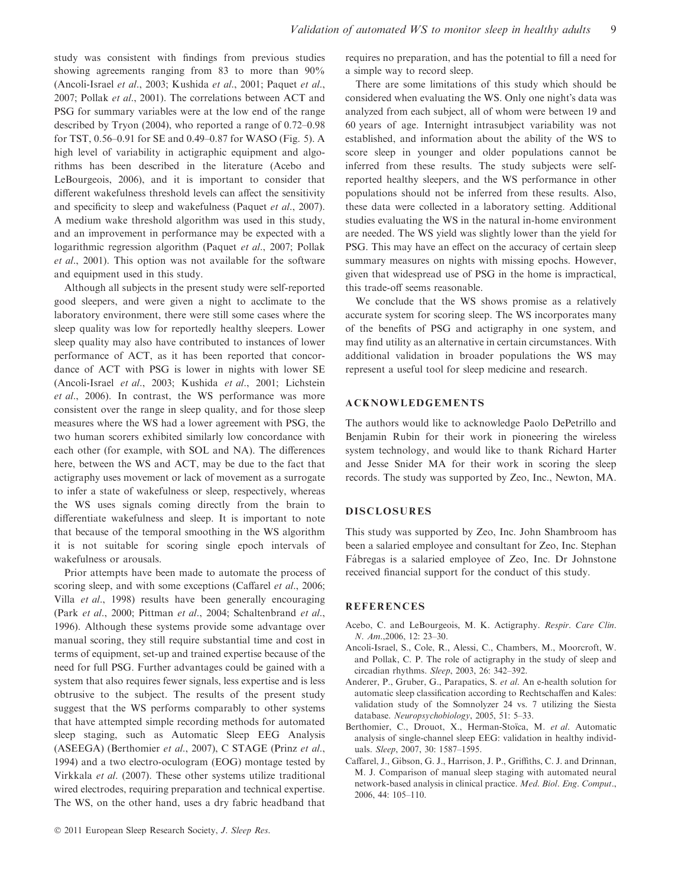study was consistent with findings from previous studies showing agreements ranging from 83 to more than 90% (Ancoli-Israel *et al*., 2003; Kushida *et al*., 2001; Paquet *et al*., 2007; Pollak *et al*., 2001). The correlations between ACT and PSG for summary variables were at the low end of the range described by Tryon (2004), who reported a range of 0.72–0.98 for TST, 0.56–0.91 for SE and 0.49–0.87 for WASO (Fig. 5). A high level of variability in actigraphic equipment and algorithms has been described in the literature (Acebo and LeBourgeois, 2006), and it is important to consider that different wakefulness threshold levels can affect the sensitivity and specificity to sleep and wakefulness (Paquet *et al*., 2007). A medium wake threshold algorithm was used in this study, and an improvement in performance may be expected with a logarithmic regression algorithm (Paquet *et al*., 2007; Pollak *et al*., 2001). This option was not available for the software and equipment used in this study.

Although all subjects in the present study were self-reported good sleepers, and were given a night to acclimate to the laboratory environment, there were still some cases where the sleep quality was low for reportedly healthy sleepers. Lower sleep quality may also have contributed to instances of lower performance of ACT, as it has been reported that concordance of ACT with PSG is lower in nights with lower SE (Ancoli-Israel *et al*., 2003; Kushida *et al*., 2001; Lichstein *et al*., 2006). In contrast, the WS performance was more consistent over the range in sleep quality, and for those sleep measures where the WS had a lower agreement with PSG, the two human scorers exhibited similarly low concordance with each other (for example, with SOL and NA). The differences here, between the WS and ACT, may be due to the fact that actigraphy uses movement or lack of movement as a surrogate to infer a state of wakefulness or sleep, respectively, whereas the WS uses signals coming directly from the brain to differentiate wakefulness and sleep. It is important to note that because of the temporal smoothing in the WS algorithm it is not suitable for scoring single epoch intervals of wakefulness or arousals.

Prior attempts have been made to automate the process of scoring sleep, and with some exceptions (Caffarel *et al*., 2006; Villa *et al*., 1998) results have been generally encouraging (Park *et al*., 2000; Pittman *et al*., 2004; Schaltenbrand *et al*., 1996). Although these systems provide some advantage over manual scoring, they still require substantial time and cost in terms of equipment, set-up and trained expertise because of the need for full PSG. Further advantages could be gained with a system that also requires fewer signals, less expertise and is less obtrusive to the subject. The results of the present study suggest that the WS performs comparably to other systems that have attempted simple recording methods for automated sleep staging, such as Automatic Sleep EEG Analysis (ASEEGA) (Berthomier *et al*., 2007), C STAGE (Prinz *et al*., 1994) and a two electro-oculogram (EOG) montage tested by Virkkala *et al*. (2007). These other systems utilize traditional wired electrodes, requiring preparation and technical expertise. The WS, on the other hand, uses a dry fabric headband that requires no preparation, and has the potential to fill a need for a simple way to record sleep.

There are some limitations of this study which should be considered when evaluating the WS. Only one night's data was analyzed from each subject, all of whom were between 19 and 60 years of age. Internight intrasubject variability was not established, and information about the ability of the WS to score sleep in younger and older populations cannot be inferred from these results. The study subjects were self-reported healthy sleepers, and the WS performance in other populations should not be inferred from these results. Also, these data were collected in a laboratory setting. Additional studies evaluating the WS in the natural in-home environment are needed. The WS yield was slightly lower than the yield for PSG. This may have an effect on the accuracy of certain sleep summary measures on nights with missing epochs. However, given that widespread use of PSG in the home is impractical, this trade-off seems reasonable.

We conclude that the WS shows promise as a relatively accurate system for scoring sleep. The WS incorporates many of the benefits of PSG and actigraphy in one system, and may find utility as an alternative in certain circumstances. With additional validation in broader populations the WS may represent a useful tool for sleep medicine and research.

## ACKNOWLEDGEMENTS

The authors would like to acknowledge Paolo DePetrillo and Benjamin Rubin for their work in pioneering the wireless system technology, and would like to thank Richard Harter and Jesse Snider MA for their work in scoring the sleep records. The study was supported by Zeo, Inc., Newton, MA.

## DISCLOSURES

This study was supported by Zeo, Inc. John Shambroom has been a salaried employee and consultant for Zeo, Inc. Stephan Fábregas is a salaried employee of Zeo, Inc. Dr Johnstone received financial support for the conduct of this study.

## REFERENCES

Acebo, C. and LeBourgeois, M. K. Actigraphy. *Respir. Care Clin. N. Am*.,2006, 12: 23–30.

Ancoli-Israel, S., Cole, R., Alessi, C., Chambers, M., Moorcroft, W. and Pollak, C. P. The role of actigraphy in the study of sleep and circadian rhythms. *Sleep*, 2003, 26: 342–392.

Anderer, P., Gruber, G., Parapatics, S. *et al*. An e-health solution for automatic sleep classification according to Rechtschaffen and Kales: validation study of the Somnolyzer 24 vs. 7 utilizing the Siesta database. *Neuropsychobiology*, 2005, 51: 5–33.

Berthomier, C., Drouot, X., Herman-Stoïca, M. *et al*. Automatic analysis of single-channel sleep EEG: validation in healthy individuals. *Sleep*, 2007, 30: 1587–1595.

Caffarel, J., Gibson, G. J., Harrison, J. P., Griffiths, C. J. and Drinnan, M. J. Comparison of manual sleep staging with automated neural network-based analysis in clinical practice. *Med. Biol. Eng. Comput*., 2006, 44: 105–110.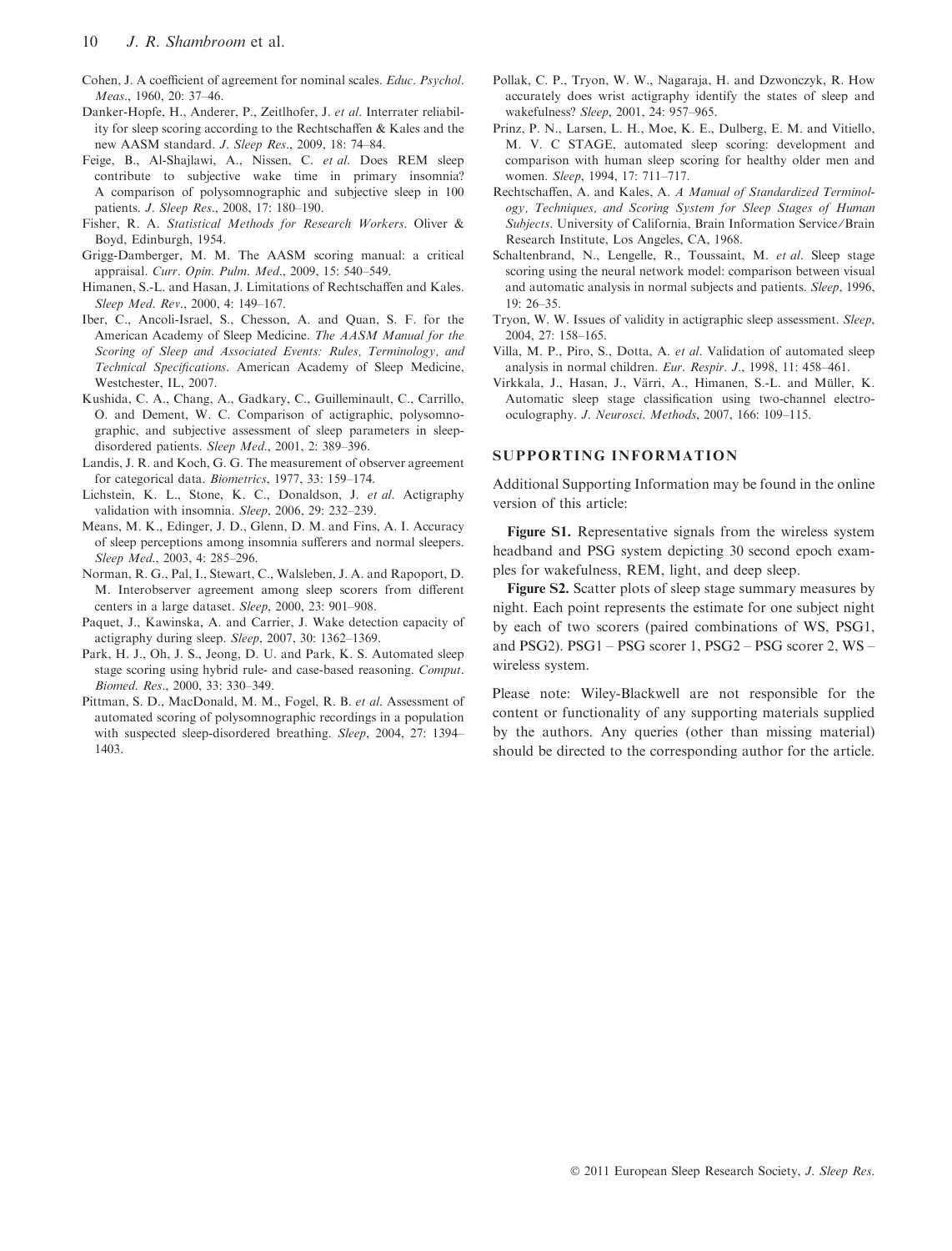Cohen, J. A coefficient of agreement for nominal scales. *Educ. Psychol. Meas.*, 1960, 20: 37–46.

Danker-Hopfe, H., Anderer, P., Zeitlhofer, J. *et al*. Interrater reliability for sleep scoring according to the Rechtschaffen & Kales and the new AASM standard. *J. Sleep Res.*, 2009, 18: 74–84.

Feige, B., Al-Shajlawi, A., Nissen, C. *et al*. Does REM sleep contribute to subjective wake time in primary insomnia? A comparison of polysomnographic and subjective sleep in 100 patients. *J. Sleep Res.*, 2008, 17: 180–190.

Fisher, R. A. *Statistical Methods for Research Workers*. Oliver & Boyd, Edinburgh, 1954.

Grigg-Damberger, M. M. The AASM scoring manual: a critical appraisal. *Curr. Opin. Pulm. Med.*, 2009, 15: 540–549.

Himanen, S.-L. and Hasan, J. Limitations of Rechtschaffen and Kales. *Sleep Med. Rev.*, 2000, 4: 149–167.

Iber, C., Ancoli-Israel, S., Chesson, A. and Quan, S. F. for the American Academy of Sleep Medicine. *The AASM Manual for the Scoring of Sleep and Associated Events: Rules, Terminology, and Technical Specifications*. American Academy of Sleep Medicine, Westchester, IL, 2007.

Kushida, C. A., Chang, A., Gadkary, C., Guilleminault, C., Carrillo, O. and Dement, W. C. Comparison of actigraphic, polysomnographic, and subjective assessment of sleep parameters in sleep-disordered patients. *Sleep Med.*, 2001, 2: 389–396.

Landis, J. R. and Koch, G. G. The measurement of observer agreement for categorical data. *Biometrics*, 1977, 33: 159–174.

Lichstein, K. L., Stone, K. C., Donaldson, J. *et al*. Actigraphy validation with insomnia. *Sleep*, 2006, 29: 232–239.

Means, M. K., Edinger, J. D., Glenn, D. M. and Fins, A. I. Accuracy of sleep perceptions among insomnia sufferers and normal sleepers. *Sleep Med.*, 2003, 4: 285–296.

Norman, R. G., Pal, I., Stewart, C., Walsleben, J. A. and Rapoport, D. M. Interobserver agreement among sleep scorers from different centers in a large dataset. *Sleep*, 2000, 23: 901–908.

Paquet, J., Kawinska, A. and Carrier, J. Wake detection capacity of actigraphy during sleep. *Sleep*, 2007, 30: 1362–1369.

Park, H. J., Oh, J. S., Jeong, D. U. and Park, K. S. Automated sleep stage scoring using hybrid rule- and case-based reasoning. *Comput. Biomed. Res.*, 2000, 33: 330–349.

Pittman, S. D., MacDonald, M. M., Fogel, R. B. *et al*. Assessment of automated scoring of polysomnographic recordings in a population with suspected sleep-disordered breathing. *Sleep*, 2004, 27: 1394–1403.

Pollak, C. P., Tryon, W. W., Nagaraja, H. and Dzwonczyk, R. How accurately does wrist actigraphy identify the states of sleep and wakefulness? *Sleep*, 2001, 24: 957–965.

Prinz, P. N., Larsen, L. H., Moe, K. E., Dulberg, E. M. and Vitiello, M. V. C STAGE, automated sleep scoring: development and comparison with human sleep scoring for healthy older men and women. *Sleep*, 1994, 17: 711–717.

Rechtschaffen, A. and Kales, A. *A Manual of Standardized Terminology, Techniques, and Scoring System for Sleep Stages of Human Subjects*. University of California, Brain Information Service/Brain Research Institute, Los Angeles, CA, 1968.

Schaltenbrand, N., Lengelle, R., Toussaint, M. *et al*. Sleep stage scoring using the neural network model: comparison between visual and automatic analysis in normal subjects and patients. *Sleep*, 1996, 19: 26–35.

Tryon, W. W. Issues of validity in actigraphic sleep assessment. *Sleep*, 2004, 27: 158–165.

Villa, M. P., Piro, S., Dotta, A. *et al*. Validation of automated sleep analysis in normal children. *Eur. Respir. J.*, 1998, 11: 458–461.

Virkkala, J., Hasan, J., Värri, A., Himanen, S.-L. and Müller, K. Automatic sleep stage classification using two-channel electro-oculography. *J. Neurosci. Methods*, 2007, 166: 109–115.

## SUPPORTING INFORMATION

Additional Supporting Information may be found in the online version of this article:

**Figure S1.** Representative signals from the wireless system headband and PSG system depicting 30 second epoch examples for wakefulness, REM, light, and deep sleep.

**Figure S2.** Scatter plots of sleep stage summary measures by night. Each point represents the estimate for one subject night by each of two scorers (paired combinations of WS, PSG1, and PSG2). PSG1 – PSG scorer 1, PSG2 – PSG scorer 2, WS – wireless system.

Please note: Wiley-Blackwell are not responsible for the content or functionality of any supporting materials supplied by the authors. Any queries (other than missing material) should be directed to the corresponding author for the article.